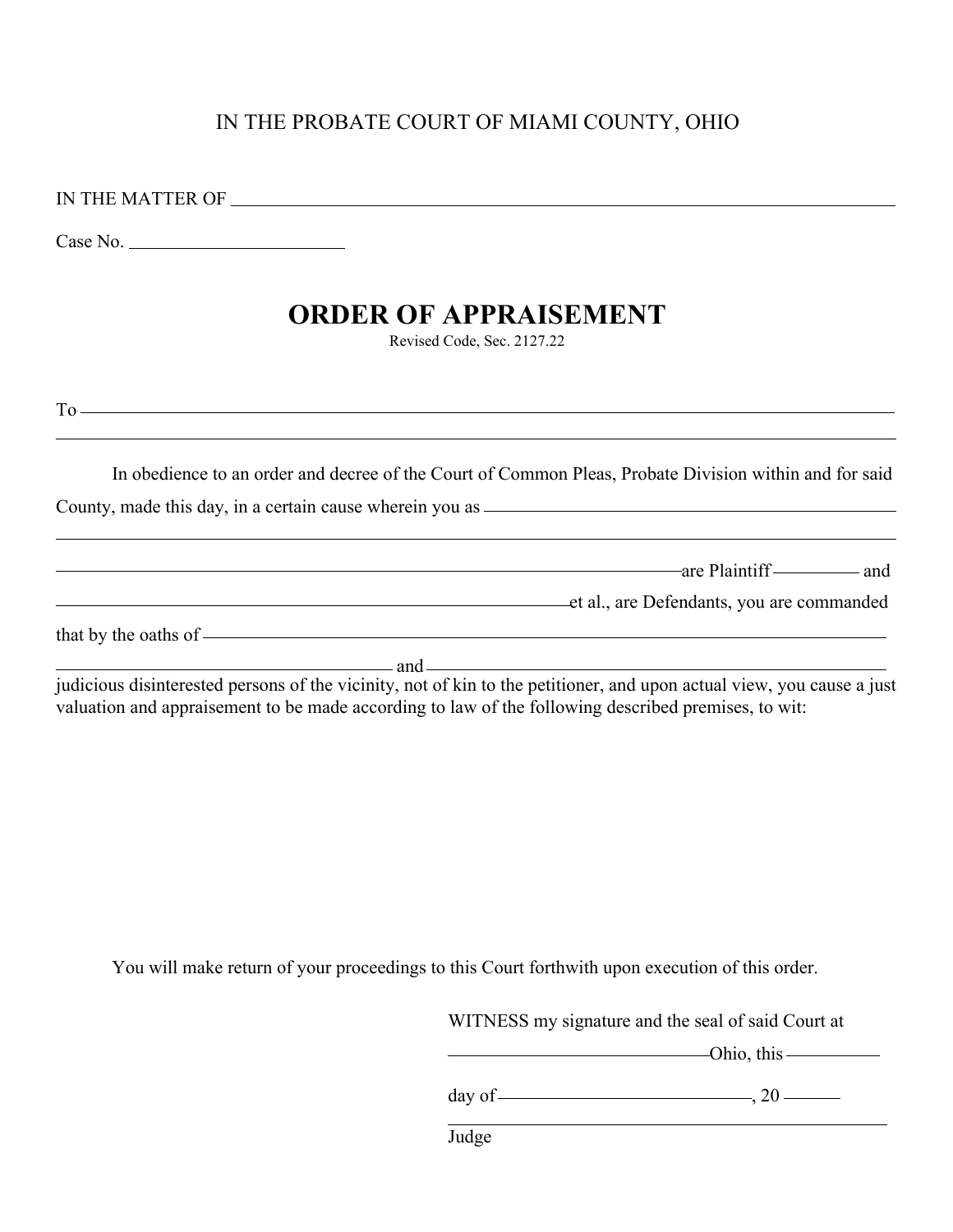IN THE PROBATE COURT OF MIAMI COUNTY, OHIO

IN THE MATTER OF ______________________________________________________________

Case No. ______________________

# ORDER OF APPRAISEMENT

Revised Code, Sec. 2127.22

To ______________________________________________________________________________

_________________________________________________________________________________

In obedience to an order and decree of the Court of Common Pleas, Probate Division within and for said County, made this day, in a certain cause wherein you as ________________________________________

_________________________________________________________________________________

___________________________________________________________ are Plaintiff ________ and

_______________________________________________________ et al., are Defendants, you are commanded

that by the oaths of _____________________________________________________________________

____________________________________ and ______________________________________________

judicious disinterested persons of the vicinity, not of kin to the petitioner, and upon actual view, you cause a just valuation and appraisement to be made according to law of the following described premises, to wit:

You will make return of your proceedings to this Court forthwith upon execution of this order.

WITNESS my signature and the seal of said Court at

____________________________ Ohio, this __________

day of ___________________________, 20 ______

_____________________________________________

Judge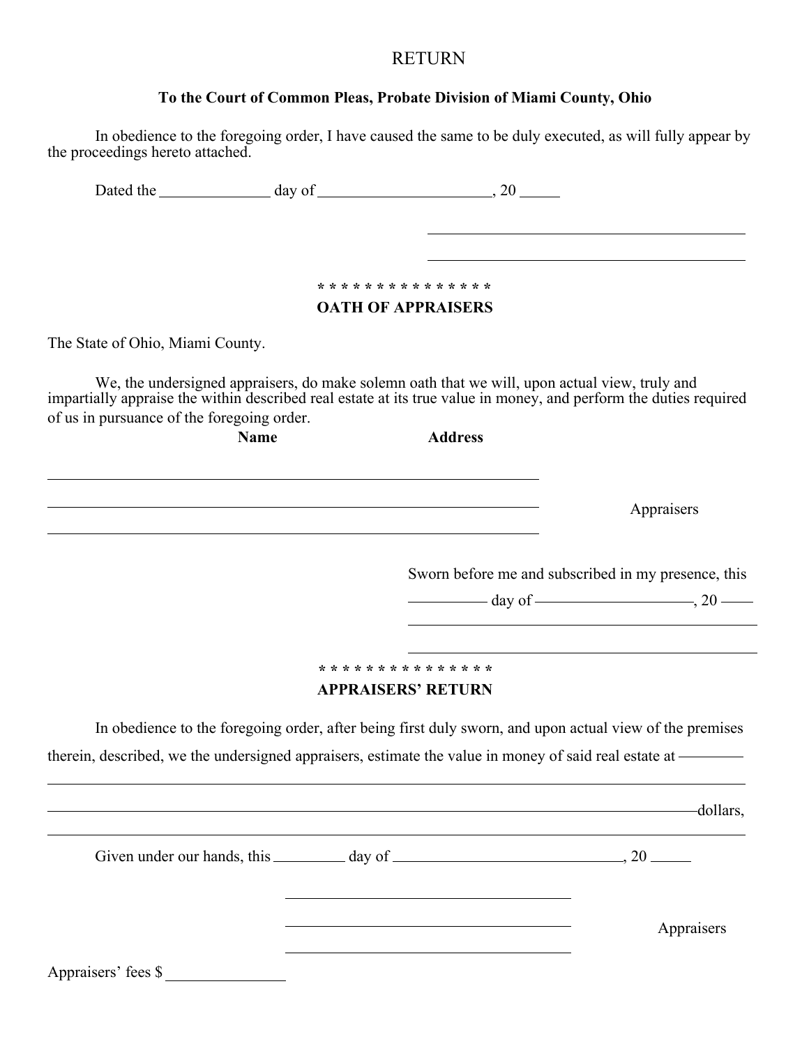# RETURN

**To the Court of Common Pleas, Probate Division of Miami County, Ohio**

In obedience to the foregoing order, I have caused the same to be duly executed, as will fully appear by the proceedings hereto attached.

Dated the ______________ day of ______________________, 20 _____

________________________________________

________________________________________

*** * * * * * * * * * * * * * ***

## OATH OF APPRAISERS

The State of Ohio, Miami County.

We, the undersigned appraisers, do make solemn oath that we will, upon actual view, truly and impartially appraise the within described real estate at its true value in money, and perform the duties required of us in pursuance of the foregoing order.

**Name** **Address**

________________________________________________________________

________________________________________________________________ Appraisers

________________________________________________________________

Sworn before me and subscribed in my presence, this

__________ day of ____________________, 20 ____

________________________________________

________________________________________

*** * * * * * * * * * * * * * ***

## APPRAISERS' RETURN

In obedience to the foregoing order, after being first duly sworn, and upon actual view of the premises therein, described, we the undersigned appraisers, estimate the value in money of said real estate at ________

________________________________________________________________________________

________________________________________________________________________________dollars,

________________________________________________________________________________

Given under our hands, this _________ day of ______________________________, 20 _____

________________________________________

________________________________________ Appraisers

________________________________________

Appraisers' fees $ _______________